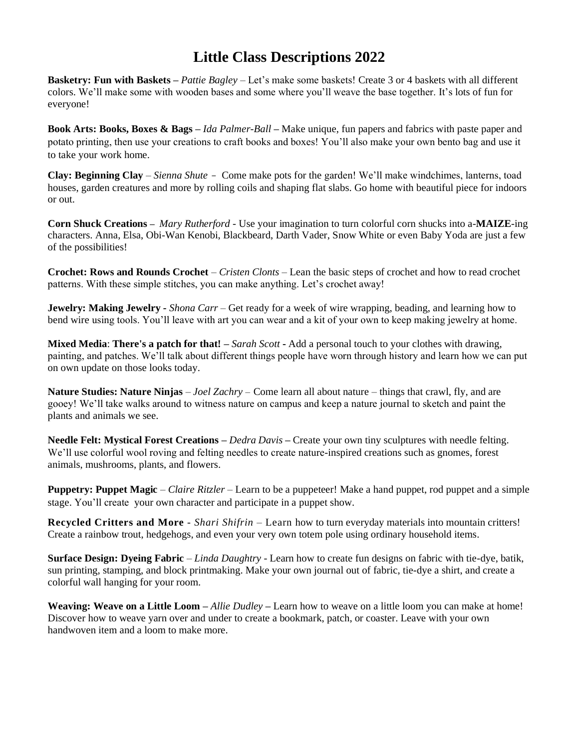# Little Class Descriptions 2022

**Basketry: Fun with Baskets –** *Pattie Bagley* – Let's make some baskets! Create 3 or 4 baskets with all different colors. We'll make some with wooden bases and some where you'll weave the base together. It's lots of fun for everyone!

**Book Arts: Books, Boxes & Bags –** *Ida Palmer-Ball* **–** Make unique, fun papers and fabrics with paste paper and potato printing, then use your creations to craft books and boxes! You'll also make your own bento bag and use it to take your work home.

**Clay: Beginning Clay** – *Sienna Shute* – Come make pots for the garden! We'll make windchimes, lanterns, toad houses, garden creatures and more by rolling coils and shaping flat slabs. Go home with beautiful piece for indoors or out.

**Corn Shuck Creations –** *Mary Rutherford* - Use your imagination to turn colorful corn shucks into a-**MAIZE**-ing characters. Anna, Elsa, Obi-Wan Kenobi, Blackbeard, Darth Vader, Snow White or even Baby Yoda are just a few of the possibilities!

**Crochet: Rows and Rounds Crochet** – *Cristen Clonts* – Lean the basic steps of crochet and how to read crochet patterns. With these simple stitches, you can make anything. Let's crochet away!

**Jewelry: Making Jewelry -** *Shona Carr* – Get ready for a week of wire wrapping, beading, and learning how to bend wire using tools. You'll leave with art you can wear and a kit of your own to keep making jewelry at home.

**Mixed Media**: **There's a patch for that! –** *Sarah Scott* **-** Add a personal touch to your clothes with drawing, painting, and patches. We'll talk about different things people have worn through history and learn how we can put on own update on those looks today.

**Nature Studies: Nature Ninjas** – *Joel Zachry* – Come learn all about nature – things that crawl, fly, and are gooey! We'll take walks around to witness nature on campus and keep a nature journal to sketch and paint the plants and animals we see.

**Needle Felt: Mystical Forest Creations –** *Dedra Davis* **–** Create your own tiny sculptures with needle felting. We'll use colorful wool roving and felting needles to create nature-inspired creations such as gnomes, forest animals, mushrooms, plants, and flowers.

**Puppetry: Puppet Magic** – *Claire Ritzler* – Learn to be a puppeteer! Make a hand puppet, rod puppet and a simple stage. You'll create your own character and participate in a puppet show.

**Recycled Critters and More** - *Shari Shifrin* – Learn how to turn everyday materials into mountain critters! Create a rainbow trout, hedgehogs, and even your very own totem pole using ordinary household items.

**Surface Design: Dyeing Fabric** – *Linda Daughtry* - Learn how to create fun designs on fabric with tie-dye, batik, sun printing, stamping, and block printmaking. Make your own journal out of fabric, tie-dye a shirt, and create a colorful wall hanging for your room.

**Weaving: Weave on a Little Loom –** *Allie Dudley* **–** Learn how to weave on a little loom you can make at home! Discover how to weave yarn over and under to create a bookmark, patch, or coaster. Leave with your own handwoven item and a loom to make more.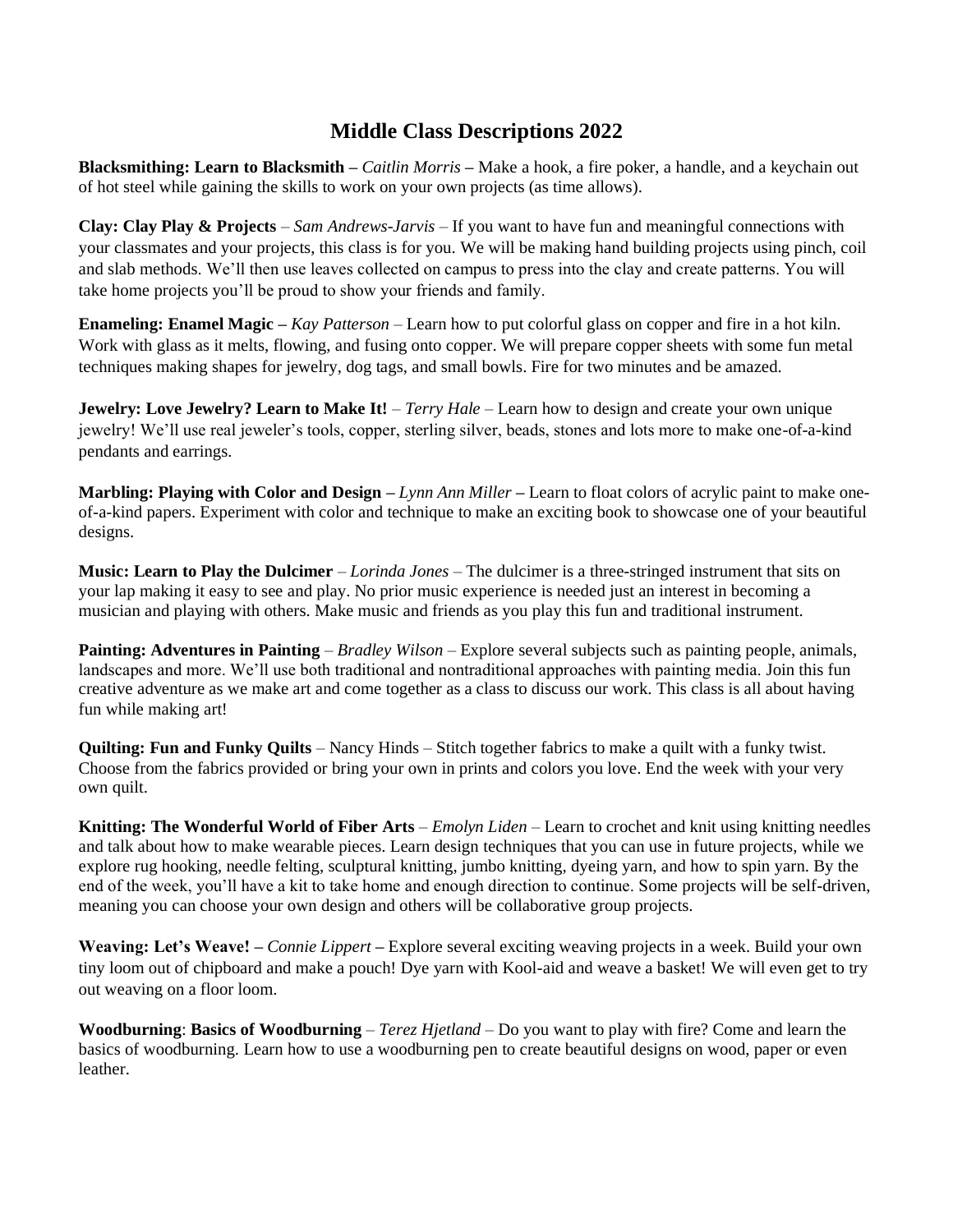# Middle Class Descriptions 2022

**Blacksmithing: Learn to Blacksmith –** *Caitlin Morris* **–** Make a hook, a fire poker, a handle, and a keychain out of hot steel while gaining the skills to work on your own projects (as time allows).

**Clay: Clay Play & Projects** – *Sam Andrews-Jarvis* – If you want to have fun and meaningful connections with your classmates and your projects, this class is for you. We will be making hand building projects using pinch, coil and slab methods. We'll then use leaves collected on campus to press into the clay and create patterns. You will take home projects you'll be proud to show your friends and family.

**Enameling: Enamel Magic –** *Kay Patterson* – Learn how to put colorful glass on copper and fire in a hot kiln. Work with glass as it melts, flowing, and fusing onto copper. We will prepare copper sheets with some fun metal techniques making shapes for jewelry, dog tags, and small bowls. Fire for two minutes and be amazed.

**Jewelry: Love Jewelry? Learn to Make It!** – *Terry Hale* – Learn how to design and create your own unique jewelry! We'll use real jeweler's tools, copper, sterling silver, beads, stones and lots more to make one-of-a-kind pendants and earrings.

**Marbling: Playing with Color and Design –** *Lynn Ann Miller* **–** Learn to float colors of acrylic paint to make one-of-a-kind papers. Experiment with color and technique to make an exciting book to showcase one of your beautiful designs.

**Music: Learn to Play the Dulcimer** – *Lorinda Jones* – The dulcimer is a three-stringed instrument that sits on your lap making it easy to see and play. No prior music experience is needed just an interest in becoming a musician and playing with others. Make music and friends as you play this fun and traditional instrument.

**Painting: Adventures in Painting** – *Bradley Wilson* – Explore several subjects such as painting people, animals, landscapes and more. We'll use both traditional and nontraditional approaches with painting media. Join this fun creative adventure as we make art and come together as a class to discuss our work. This class is all about having fun while making art!

**Quilting: Fun and Funky Quilts** – Nancy Hinds – Stitch together fabrics to make a quilt with a funky twist. Choose from the fabrics provided or bring your own in prints and colors you love. End the week with your very own quilt.

**Knitting: The Wonderful World of Fiber Arts** – *Emolyn Liden* – Learn to crochet and knit using knitting needles and talk about how to make wearable pieces. Learn design techniques that you can use in future projects, while we explore rug hooking, needle felting, sculptural knitting, jumbo knitting, dyeing yarn, and how to spin yarn. By the end of the week, you'll have a kit to take home and enough direction to continue. Some projects will be self-driven, meaning you can choose your own design and others will be collaborative group projects.

**Weaving: Let's Weave! –** *Connie Lippert* **–** Explore several exciting weaving projects in a week. Build your own tiny loom out of chipboard and make a pouch! Dye yarn with Kool-aid and weave a basket! We will even get to try out weaving on a floor loom.

**Woodburning**: **Basics of Woodburning** – *Terez Hjetland* – Do you want to play with fire? Come and learn the basics of woodburning. Learn how to use a woodburning pen to create beautiful designs on wood, paper or even leather.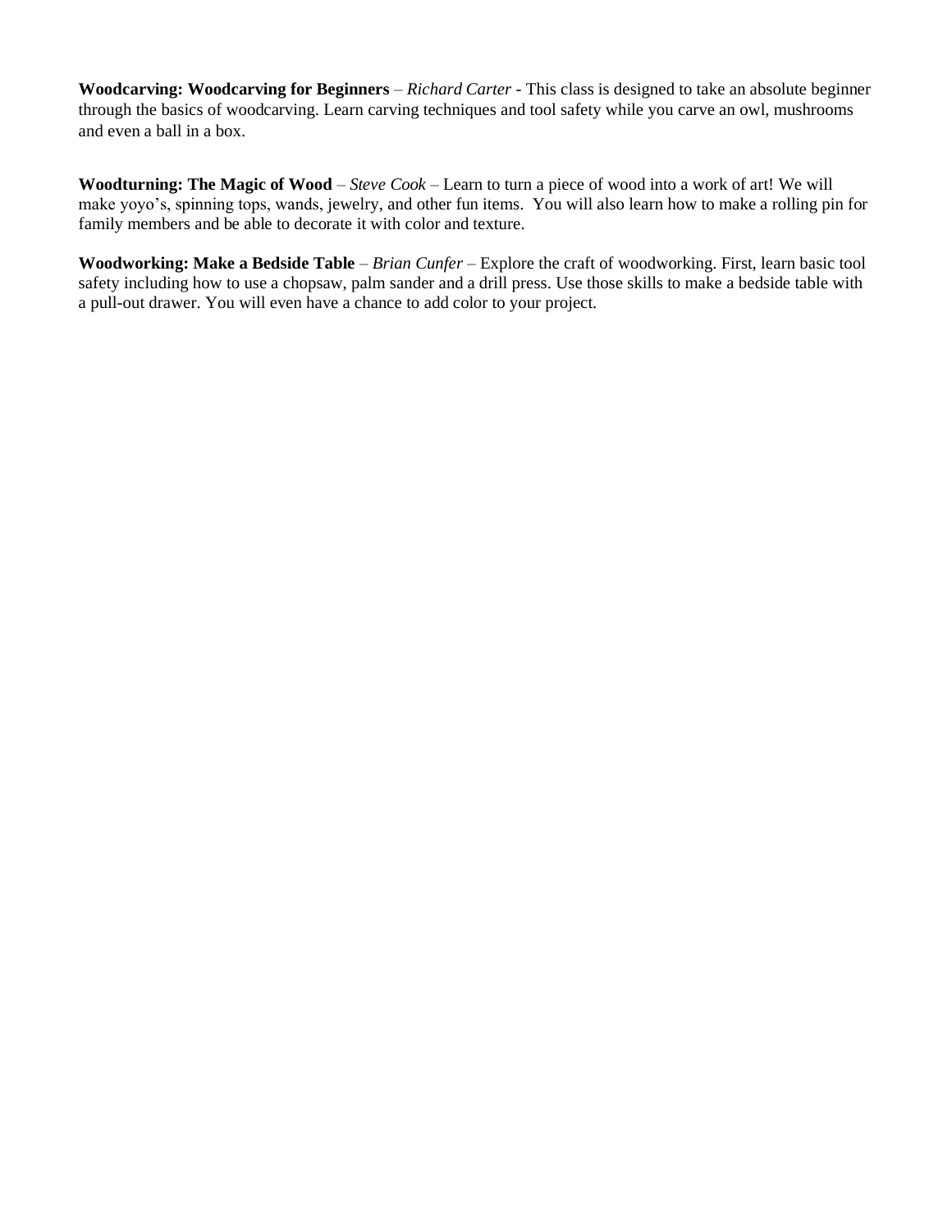**Woodcarving: Woodcarving for Beginners** – *Richard Carter* - This class is designed to take an absolute beginner through the basics of woodcarving. Learn carving techniques and tool safety while you carve an owl, mushrooms and even a ball in a box.

**Woodturning: The Magic of Wood** – *Steve Cook* – Learn to turn a piece of wood into a work of art! We will make yoyo's, spinning tops, wands, jewelry, and other fun items. You will also learn how to make a rolling pin for family members and be able to decorate it with color and texture.

**Woodworking: Make a Bedside Table** – *Brian Cunfer* – Explore the craft of woodworking. First, learn basic tool safety including how to use a chopsaw, palm sander and a drill press. Use those skills to make a bedside table with a pull-out drawer. You will even have a chance to add color to your project.